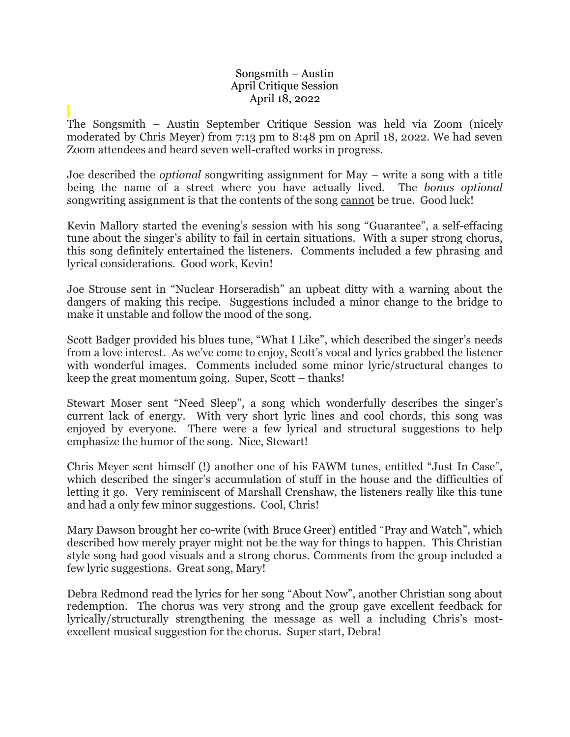# Songsmith – Austin
## April Critique Session
### April 18, 2022

The Songsmith – Austin September Critique Session was held via Zoom (nicely moderated by Chris Meyer) from 7:13 pm to 8:48 pm on April 18, 2022. We had seven Zoom attendees and heard seven well-crafted works in progress.

Joe described the *optional* songwriting assignment for May – write a song with a title being the name of a street where you have actually lived. The *bonus optional* songwriting assignment is that the contents of the song cannot be true. Good luck!

Kevin Mallory started the evening's session with his song "Guarantee", a self-effacing tune about the singer's ability to fail in certain situations. With a super strong chorus, this song definitely entertained the listeners. Comments included a few phrasing and lyrical considerations. Good work, Kevin!

Joe Strouse sent in "Nuclear Horseradish" an upbeat ditty with a warning about the dangers of making this recipe. Suggestions included a minor change to the bridge to make it unstable and follow the mood of the song.

Scott Badger provided his blues tune, "What I Like", which described the singer's needs from a love interest. As we've come to enjoy, Scott's vocal and lyrics grabbed the listener with wonderful images. Comments included some minor lyric/structural changes to keep the great momentum going. Super, Scott – thanks!

Stewart Moser sent "Need Sleep", a song which wonderfully describes the singer's current lack of energy. With very short lyric lines and cool chords, this song was enjoyed by everyone. There were a few lyrical and structural suggestions to help emphasize the humor of the song. Nice, Stewart!

Chris Meyer sent himself (!) another one of his FAWM tunes, entitled "Just In Case", which described the singer's accumulation of stuff in the house and the difficulties of letting it go. Very reminiscent of Marshall Crenshaw, the listeners really like this tune and had a only few minor suggestions. Cool, Chris!

Mary Dawson brought her co-write (with Bruce Greer) entitled "Pray and Watch", which described how merely prayer might not be the way for things to happen. This Christian style song had good visuals and a strong chorus. Comments from the group included a few lyric suggestions. Great song, Mary!

Debra Redmond read the lyrics for her song "About Now", another Christian song about redemption. The chorus was very strong and the group gave excellent feedback for lyrically/structurally strengthening the message as well a including Chris's most-excellent musical suggestion for the chorus. Super start, Debra!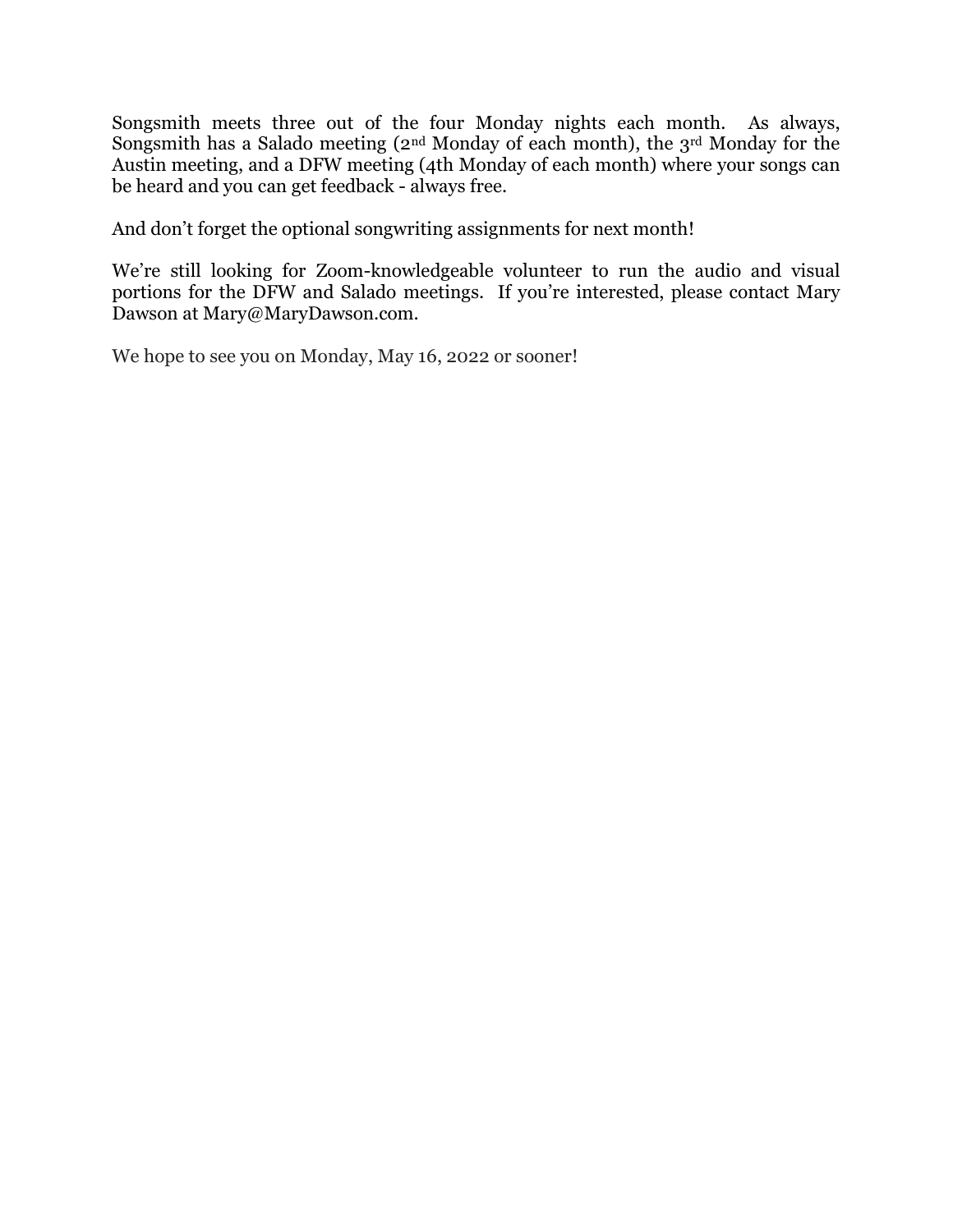Songsmith meets three out of the four Monday nights each month. As always, Songsmith has a Salado meeting (2nd Monday of each month), the 3rd Monday for the Austin meeting, and a DFW meeting (4th Monday of each month) where your songs can be heard and you can get feedback - always free.

And don't forget the optional songwriting assignments for next month!

We're still looking for Zoom-knowledgeable volunteer to run the audio and visual portions for the DFW and Salado meetings. If you're interested, please contact Mary Dawson at Mary@MaryDawson.com.

We hope to see you on Monday, May 16, 2022 or sooner!